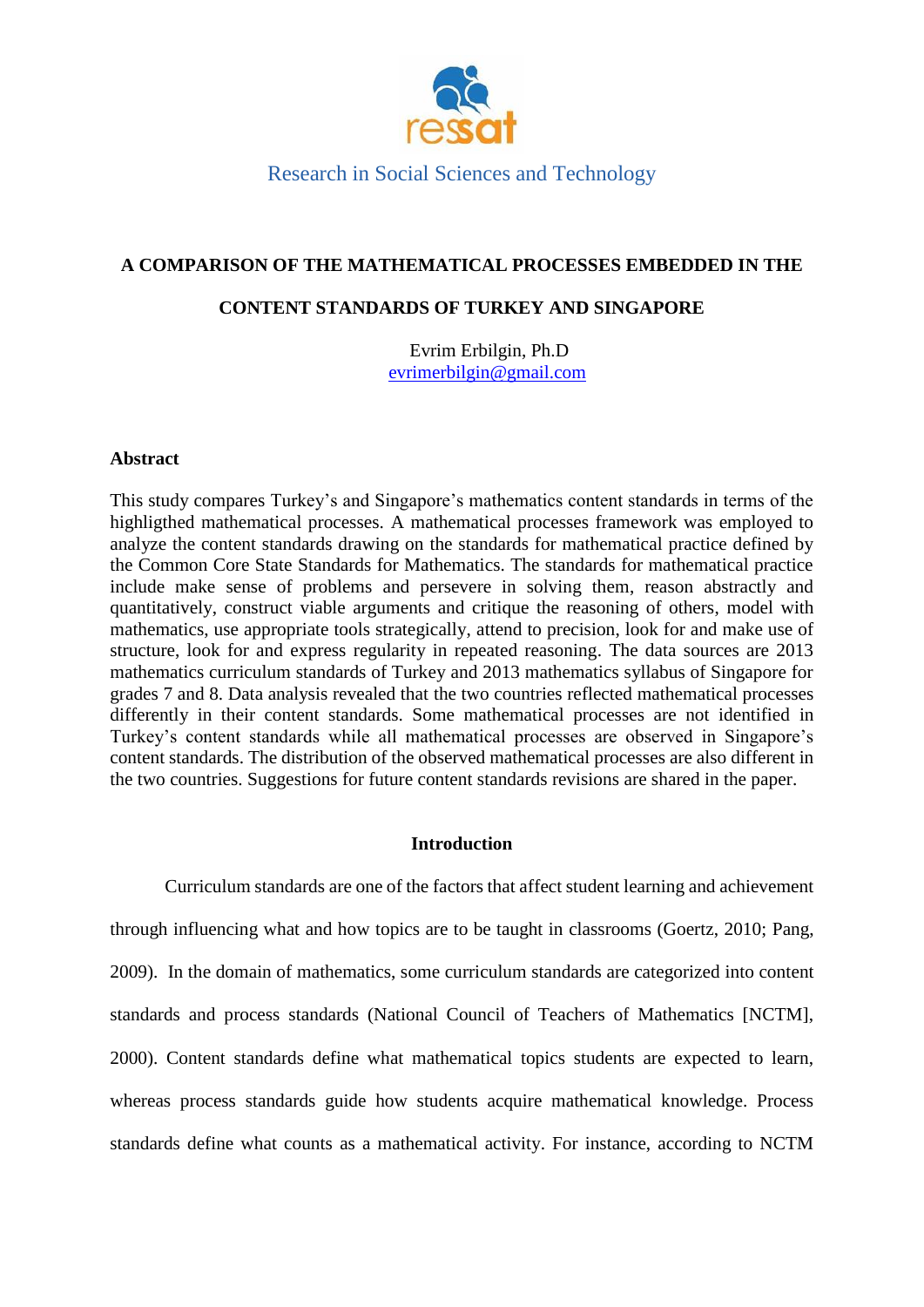Research in Social Sciences and Technology

# A COMPARISON OF THE MATHEMATICAL PROCESSES EMBEDDED IN THE CONTENT STANDARDS OF TURKEY AND SINGAPORE

Evrim Erbilgin, Ph.D
evrimerbilgin@gmail.com

## Abstract

This study compares Turkey's and Singapore's mathematics content standards in terms of the highligthed mathematical processes. A mathematical processes framework was employed to analyze the content standards drawing on the standards for mathematical practice defined by the Common Core State Standards for Mathematics. The standards for mathematical practice include make sense of problems and persevere in solving them, reason abstractly and quantitatively, construct viable arguments and critique the reasoning of others, model with mathematics, use appropriate tools strategically, attend to precision, look for and make use of structure, look for and express regularity in repeated reasoning. The data sources are 2013 mathematics curriculum standards of Turkey and 2013 mathematics syllabus of Singapore for grades 7 and 8. Data analysis revealed that the two countries reflected mathematical processes differently in their content standards. Some mathematical processes are not identified in Turkey's content standards while all mathematical processes are observed in Singapore's content standards. The distribution of the observed mathematical processes are also different in the two countries. Suggestions for future content standards revisions are shared in the paper.

## Introduction

Curriculum standards are one of the factors that affect student learning and achievement through influencing what and how topics are to be taught in classrooms (Goertz, 2010; Pang, 2009). In the domain of mathematics, some curriculum standards are categorized into content standards and process standards (National Council of Teachers of Mathematics [NCTM], 2000). Content standards define what mathematical topics students are expected to learn, whereas process standards guide how students acquire mathematical knowledge. Process standards define what counts as a mathematical activity. For instance, according to NCTM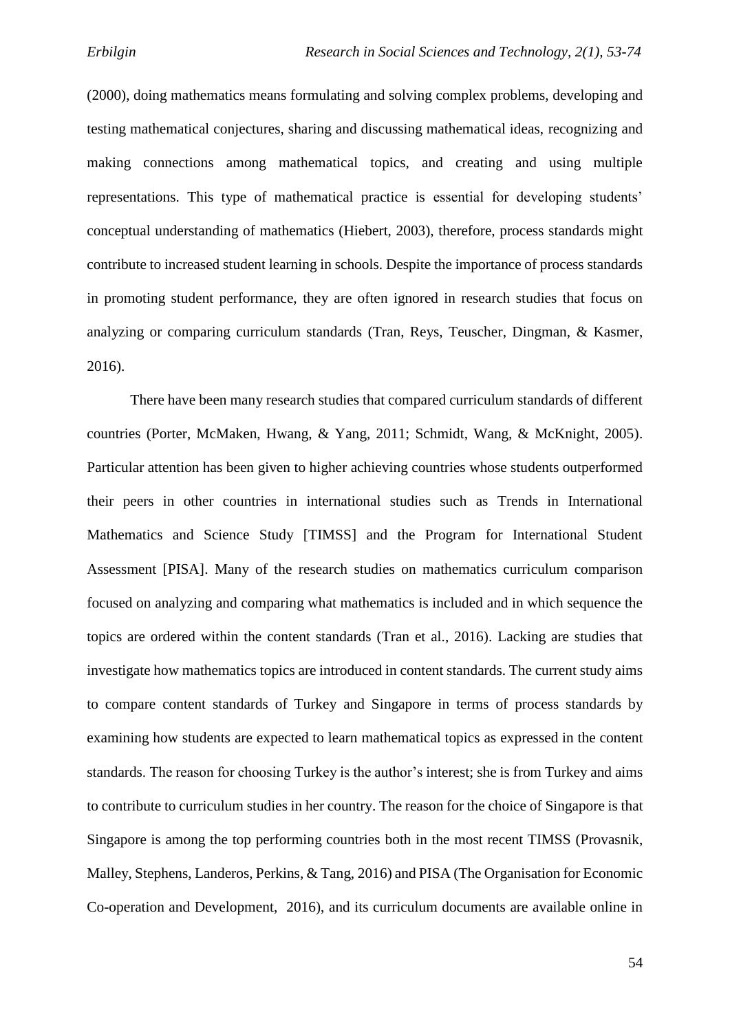(2000), doing mathematics means formulating and solving complex problems, developing and testing mathematical conjectures, sharing and discussing mathematical ideas, recognizing and making connections among mathematical topics, and creating and using multiple representations. This type of mathematical practice is essential for developing students' conceptual understanding of mathematics (Hiebert, 2003), therefore, process standards might contribute to increased student learning in schools. Despite the importance of process standards in promoting student performance, they are often ignored in research studies that focus on analyzing or comparing curriculum standards (Tran, Reys, Teuscher, Dingman, & Kasmer, 2016).

There have been many research studies that compared curriculum standards of different countries (Porter, McMaken, Hwang, & Yang, 2011; Schmidt, Wang, & McKnight, 2005). Particular attention has been given to higher achieving countries whose students outperformed their peers in other countries in international studies such as Trends in International Mathematics and Science Study [TIMSS] and the Program for International Student Assessment [PISA]. Many of the research studies on mathematics curriculum comparison focused on analyzing and comparing what mathematics is included and in which sequence the topics are ordered within the content standards (Tran et al., 2016). Lacking are studies that investigate how mathematics topics are introduced in content standards. The current study aims to compare content standards of Turkey and Singapore in terms of process standards by examining how students are expected to learn mathematical topics as expressed in the content standards. The reason for choosing Turkey is the author's interest; she is from Turkey and aims to contribute to curriculum studies in her country. The reason for the choice of Singapore is that Singapore is among the top performing countries both in the most recent TIMSS (Provasnik, Malley, Stephens, Landeros, Perkins, & Tang, 2016) and PISA (The Organisation for Economic Co-operation and Development, 2016), and its curriculum documents are available online in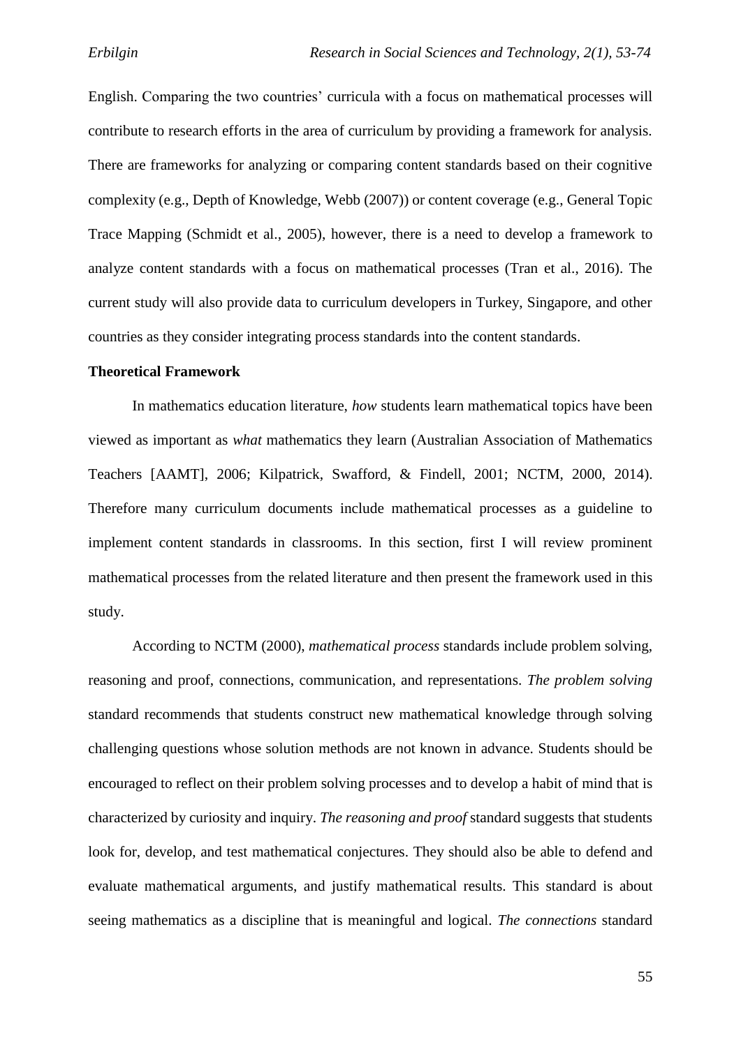English. Comparing the two countries' curricula with a focus on mathematical processes will contribute to research efforts in the area of curriculum by providing a framework for analysis. There are frameworks for analyzing or comparing content standards based on their cognitive complexity (e.g., Depth of Knowledge, Webb (2007)) or content coverage (e.g., General Topic Trace Mapping (Schmidt et al., 2005), however, there is a need to develop a framework to analyze content standards with a focus on mathematical processes (Tran et al., 2016). The current study will also provide data to curriculum developers in Turkey, Singapore, and other countries as they consider integrating process standards into the content standards.

**Theoretical Framework**

In mathematics education literature, *how* students learn mathematical topics have been viewed as important as *what* mathematics they learn (Australian Association of Mathematics Teachers [AAMT], 2006; Kilpatrick, Swafford, & Findell, 2001; NCTM, 2000, 2014). Therefore many curriculum documents include mathematical processes as a guideline to implement content standards in classrooms. In this section, first I will review prominent mathematical processes from the related literature and then present the framework used in this study.

According to NCTM (2000), *mathematical process* standards include problem solving, reasoning and proof, connections, communication, and representations. *The problem solving* standard recommends that students construct new mathematical knowledge through solving challenging questions whose solution methods are not known in advance. Students should be encouraged to reflect on their problem solving processes and to develop a habit of mind that is characterized by curiosity and inquiry. *The reasoning and proof* standard suggests that students look for, develop, and test mathematical conjectures. They should also be able to defend and evaluate mathematical arguments, and justify mathematical results. This standard is about seeing mathematics as a discipline that is meaningful and logical. *The connections* standard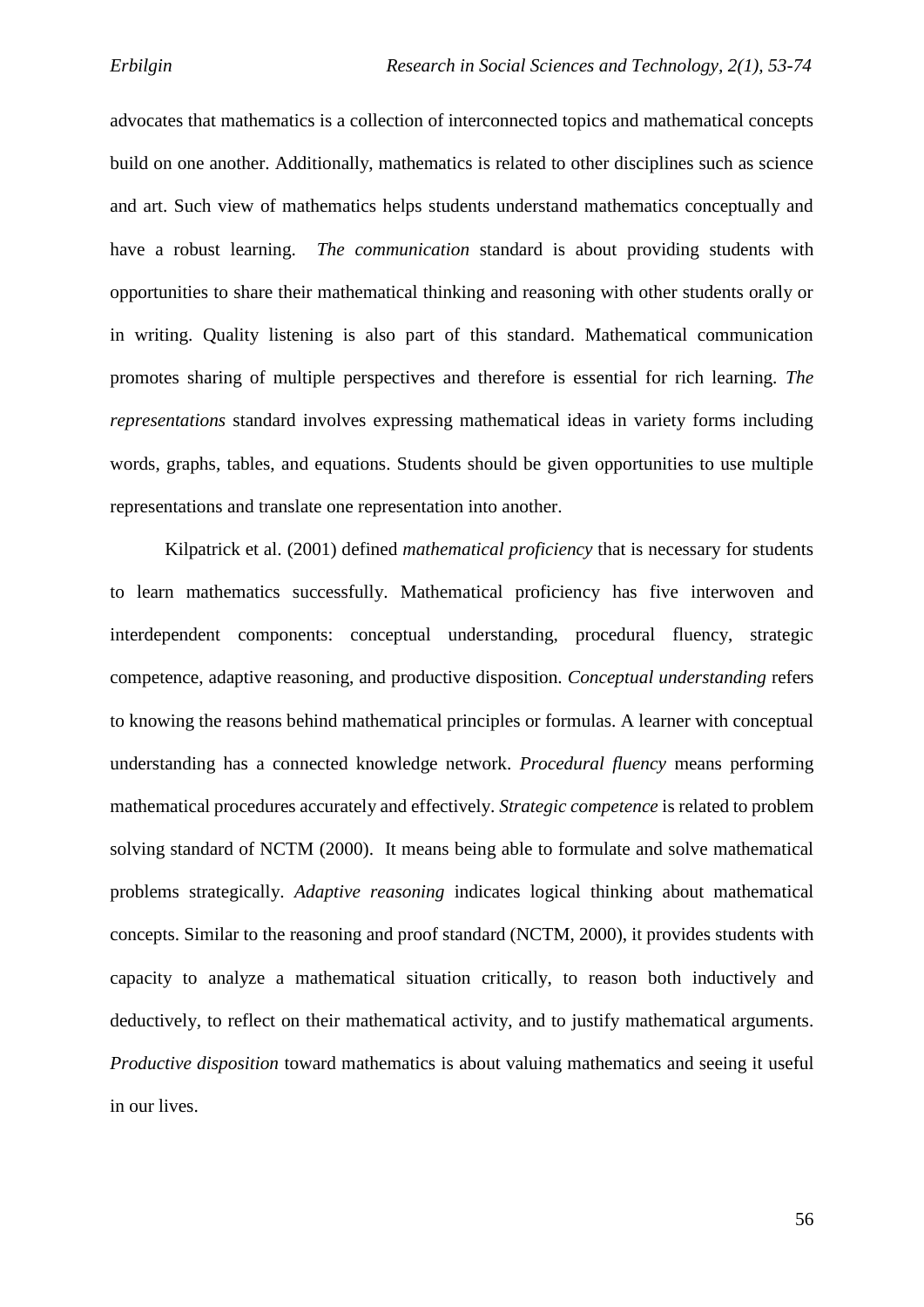advocates that mathematics is a collection of interconnected topics and mathematical concepts build on one another. Additionally, mathematics is related to other disciplines such as science and art. Such view of mathematics helps students understand mathematics conceptually and have a robust learning. *The communication* standard is about providing students with opportunities to share their mathematical thinking and reasoning with other students orally or in writing. Quality listening is also part of this standard. Mathematical communication promotes sharing of multiple perspectives and therefore is essential for rich learning. *The representations* standard involves expressing mathematical ideas in variety forms including words, graphs, tables, and equations. Students should be given opportunities to use multiple representations and translate one representation into another.

Kilpatrick et al. (2001) defined *mathematical proficiency* that is necessary for students to learn mathematics successfully. Mathematical proficiency has five interwoven and interdependent components: conceptual understanding, procedural fluency, strategic competence, adaptive reasoning, and productive disposition. *Conceptual understanding* refers to knowing the reasons behind mathematical principles or formulas. A learner with conceptual understanding has a connected knowledge network. *Procedural fluency* means performing mathematical procedures accurately and effectively. *Strategic competence* is related to problem solving standard of NCTM (2000). It means being able to formulate and solve mathematical problems strategically. *Adaptive reasoning* indicates logical thinking about mathematical concepts. Similar to the reasoning and proof standard (NCTM, 2000), it provides students with capacity to analyze a mathematical situation critically, to reason both inductively and deductively, to reflect on their mathematical activity, and to justify mathematical arguments. *Productive disposition* toward mathematics is about valuing mathematics and seeing it useful in our lives.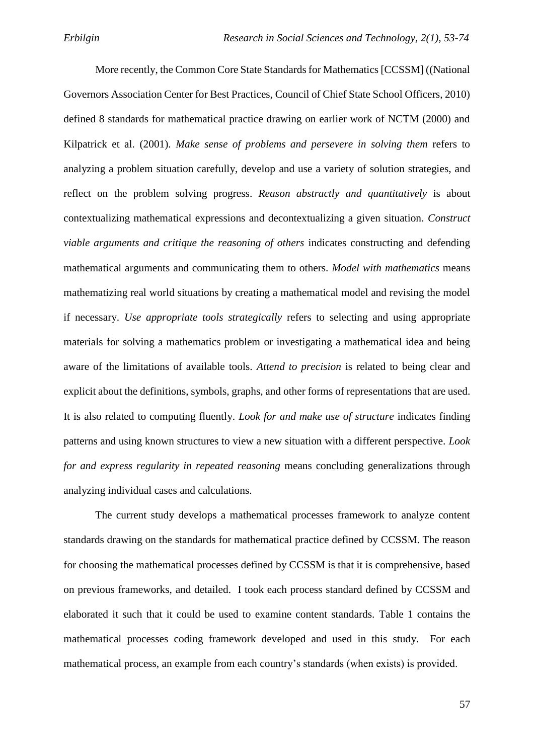More recently, the Common Core State Standards for Mathematics [CCSSM] ((National Governors Association Center for Best Practices, Council of Chief State School Officers, 2010) defined 8 standards for mathematical practice drawing on earlier work of NCTM (2000) and Kilpatrick et al. (2001). *Make sense of problems and persevere in solving them* refers to analyzing a problem situation carefully, develop and use a variety of solution strategies, and reflect on the problem solving progress. *Reason abstractly and quantitatively* is about contextualizing mathematical expressions and decontextualizing a given situation. *Construct viable arguments and critique the reasoning of others* indicates constructing and defending mathematical arguments and communicating them to others. *Model with mathematics* means mathematizing real world situations by creating a mathematical model and revising the model if necessary. *Use appropriate tools strategically* refers to selecting and using appropriate materials for solving a mathematics problem or investigating a mathematical idea and being aware of the limitations of available tools. *Attend to precision* is related to being clear and explicit about the definitions, symbols, graphs, and other forms of representations that are used. It is also related to computing fluently. *Look for and make use of structure* indicates finding patterns and using known structures to view a new situation with a different perspective. *Look for and express regularity in repeated reasoning* means concluding generalizations through analyzing individual cases and calculations.

The current study develops a mathematical processes framework to analyze content standards drawing on the standards for mathematical practice defined by CCSSM. The reason for choosing the mathematical processes defined by CCSSM is that it is comprehensive, based on previous frameworks, and detailed. I took each process standard defined by CCSSM and elaborated it such that it could be used to examine content standards. Table 1 contains the mathematical processes coding framework developed and used in this study. For each mathematical process, an example from each country's standards (when exists) is provided.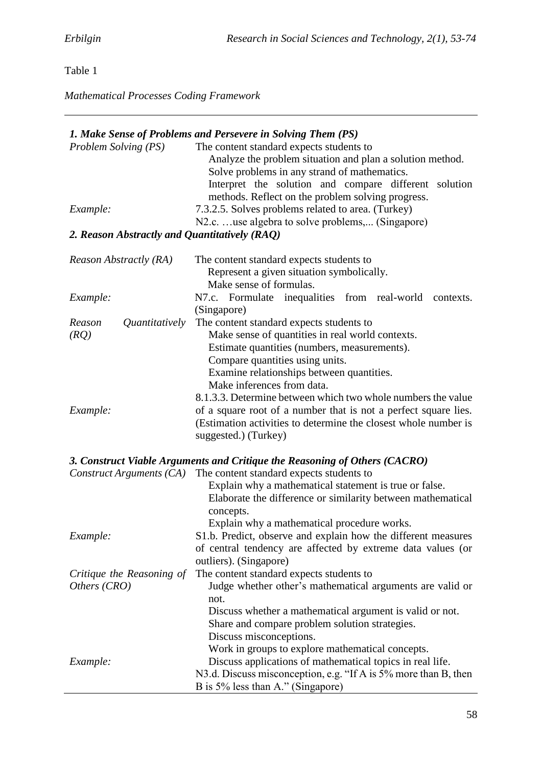Table 1

*Mathematical Processes Coding Framework*

| | |
|---|---|
| ***1. Make Sense of Problems and Persevere in Solving Them (PS)*** | |
| *Problem Solving (PS)* | The content standard expects students to<br>Analyze the problem situation and plan a solution method.<br>Solve problems in any strand of mathematics.<br>Interpret the solution and compare different solution methods. Reflect on the problem solving progress. |
| *Example:* | 7.3.2.5. Solves problems related to area. (Turkey)<br>N2.c. …use algebra to solve problems,... (Singapore) |
| ***2. Reason Abstractly and Quantitatively (RAQ)*** | |
| *Reason Abstractly (RA)* | The content standard expects students to<br>Represent a given situation symbolically.<br>Make sense of formulas. |
| *Example:* | N7.c. Formulate inequalities from real-world contexts. (Singapore) |
| *Reason Quantitatively (RQ)* | The content standard expects students to<br>Make sense of quantities in real world contexts.<br>Estimate quantities (numbers, measurements).<br>Compare quantities using units.<br>Examine relationships between quantities.<br>Make inferences from data. |
| *Example:* | 8.1.3.3. Determine between which two whole numbers the value of a square root of a number that is not a perfect square lies. (Estimation activities to determine the closest whole number is suggested.) (Turkey) |
| ***3. Construct Viable Arguments and Critique the Reasoning of Others (CACRO)*** | |
| *Construct Arguments (CA)* | The content standard expects students to<br>Explain why a mathematical statement is true or false.<br>Elaborate the difference or similarity between mathematical concepts.<br>Explain why a mathematical procedure works. |
| *Example:* | S1.b. Predict, observe and explain how the different measures of central tendency are affected by extreme data values (or outliers). (Singapore) |
| *Critique the Reasoning of Others (CRO)* | The content standard expects students to<br>Judge whether other's mathematical arguments are valid or not.<br>Discuss whether a mathematical argument is valid or not.<br>Share and compare problem solution strategies.<br>Discuss misconceptions.<br>Work in groups to explore mathematical concepts.<br>Discuss applications of mathematical topics in real life. |
| *Example:* | N3.d. Discuss misconception, e.g. "If A is 5% more than B, then B is 5% less than A." (Singapore) |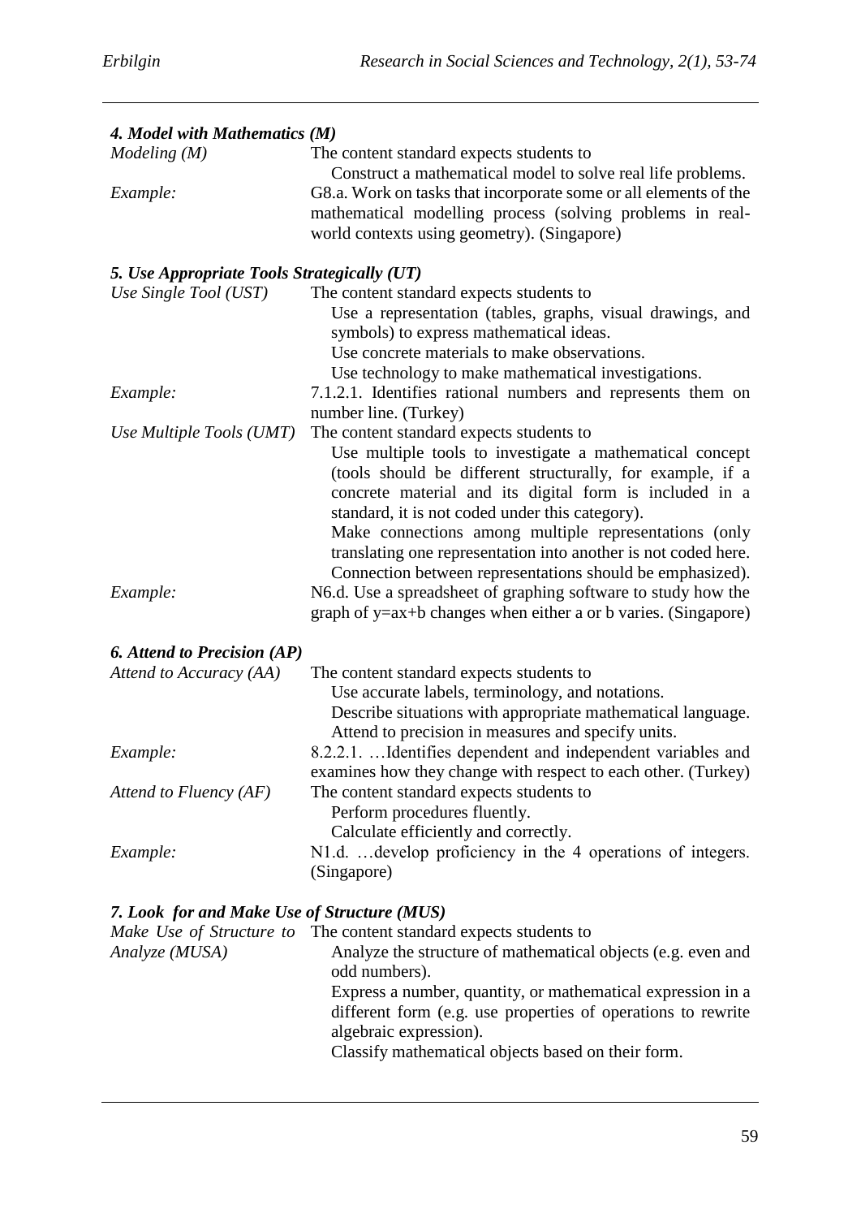#### *4. Model with Mathematics (M)*

| | |
|---|---|
| *Modeling (M)* | The content standard expects students to<br>Construct a mathematical model to solve real life problems. |
| *Example:* | G8.a. Work on tasks that incorporate some or all elements of the mathematical modelling process (solving problems in real-world contexts using geometry). (Singapore) |

#### *5. Use Appropriate Tools Strategically (UT)*

| | |
|---|---|
| *Use Single Tool (UST)* | The content standard expects students to<br>Use a representation (tables, graphs, visual drawings, and symbols) to express mathematical ideas.<br>Use concrete materials to make observations.<br>Use technology to make mathematical investigations. |
| *Example:* | 7.1.2.1. Identifies rational numbers and represents them on number line. (Turkey) |
| *Use Multiple Tools (UMT)* | The content standard expects students to<br>Use multiple tools to investigate a mathematical concept (tools should be different structurally, for example, if a concrete material and its digital form is included in a standard, it is not coded under this category).<br>Make connections among multiple representations (only translating one representation into another is not coded here. Connection between representations should be emphasized). |
| *Example:* | N6.d. Use a spreadsheet of graphing software to study how the graph of $y=ax+b$ changes when either a or b varies. (Singapore) |

#### *6. Attend to Precision (AP)*

| | |
|---|---|
| *Attend to Accuracy (AA)* | The content standard expects students to<br>Use accurate labels, terminology, and notations.<br>Describe situations with appropriate mathematical language.<br>Attend to precision in measures and specify units. |
| *Example:* | 8.2.2.1. …Identifies dependent and independent variables and examines how they change with respect to each other. (Turkey) |
| *Attend to Fluency (AF)* | The content standard expects students to<br>Perform procedures fluently.<br>Calculate efficiently and correctly. |
| *Example:* | N1.d. …develop proficiency in the 4 operations of integers. (Singapore) |

#### *7. Look for and Make Use of Structure (MUS)*

| | |
|---|---|
| *Make Use of Structure to Analyze (MUSA)* | The content standard expects students to<br>Analyze the structure of mathematical objects (e.g. even and odd numbers).<br>Express a number, quantity, or mathematical expression in a different form (e.g. use properties of operations to rewrite algebraic expression).<br>Classify mathematical objects based on their form. |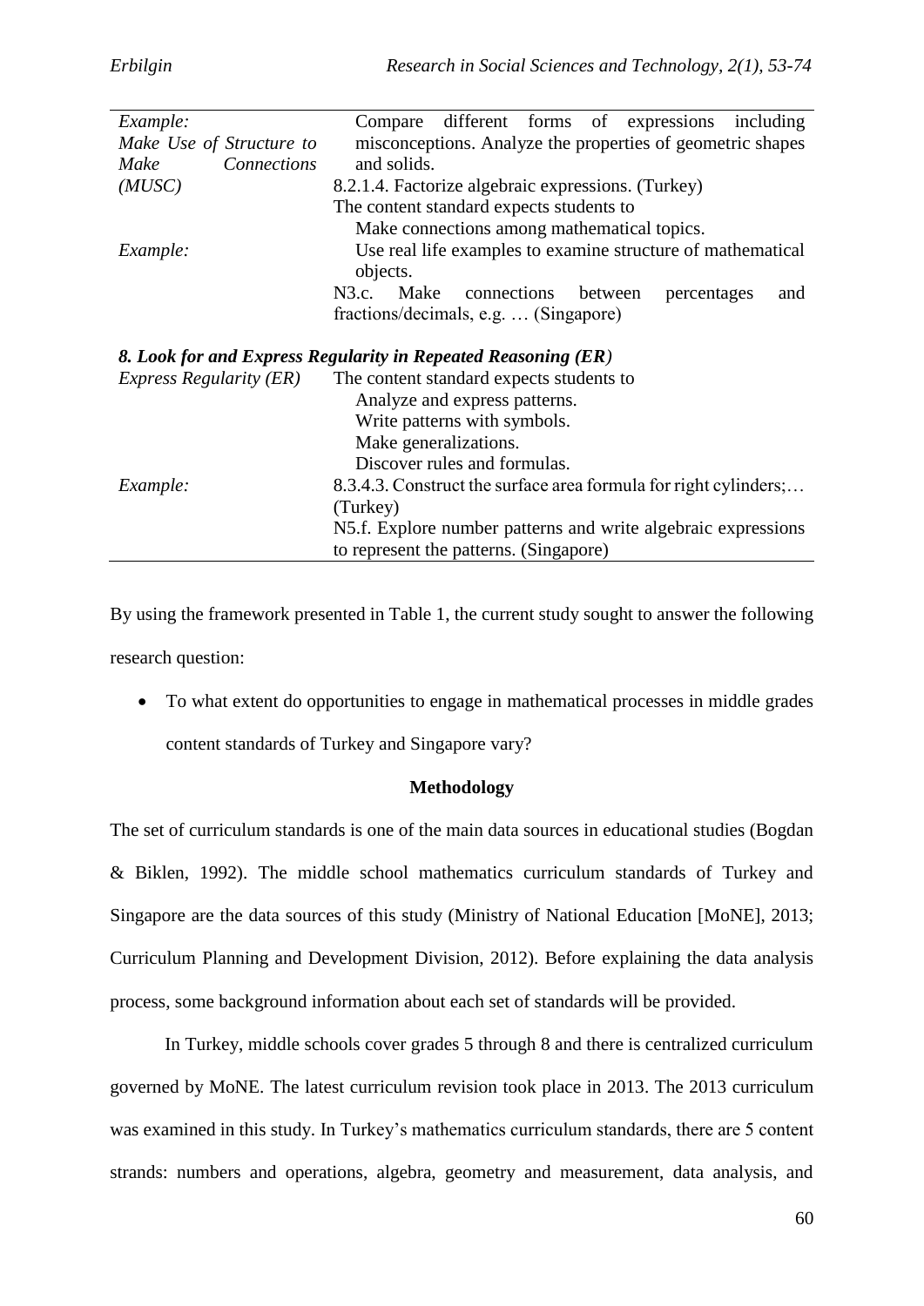| | |
|---|---|
| *Example:* | Compare different forms of expressions including misconceptions. Analyze the properties of geometric shapes and solids. |
| *Make Use of Structure to Make Connections (MUSC)* | 8.2.1.4. Factorize algebraic expressions. (Turkey) |
| | The content standard expects students to<br>Make connections among mathematical topics. |
| *Example:* | Use real life examples to examine structure of mathematical objects. |
| | N3.c. Make connections between percentages and fractions/decimals, e.g. … (Singapore) |
| ***8. Look for and Express Regularity in Repeated Reasoning (ER)*** | |
| *Express Regularity (ER)* | The content standard expects students to<br>Analyze and express patterns.<br>Write patterns with symbols.<br>Make generalizations.<br>Discover rules and formulas. |
| *Example:* | 8.3.4.3. Construct the surface area formula for right cylinders;… (Turkey) |
| | N5.f. Explore number patterns and write algebraic expressions to represent the patterns. (Singapore) |

By using the framework presented in Table 1, the current study sought to answer the following research question:

- To what extent do opportunities to engage in mathematical processes in middle grades content standards of Turkey and Singapore vary?

## Methodology

The set of curriculum standards is one of the main data sources in educational studies (Bogdan & Biklen, 1992). The middle school mathematics curriculum standards of Turkey and Singapore are the data sources of this study (Ministry of National Education [MoNE], 2013; Curriculum Planning and Development Division, 2012). Before explaining the data analysis process, some background information about each set of standards will be provided.

In Turkey, middle schools cover grades 5 through 8 and there is centralized curriculum governed by MoNE. The latest curriculum revision took place in 2013. The 2013 curriculum was examined in this study. In Turkey's mathematics curriculum standards, there are 5 content strands: numbers and operations, algebra, geometry and measurement, data analysis, and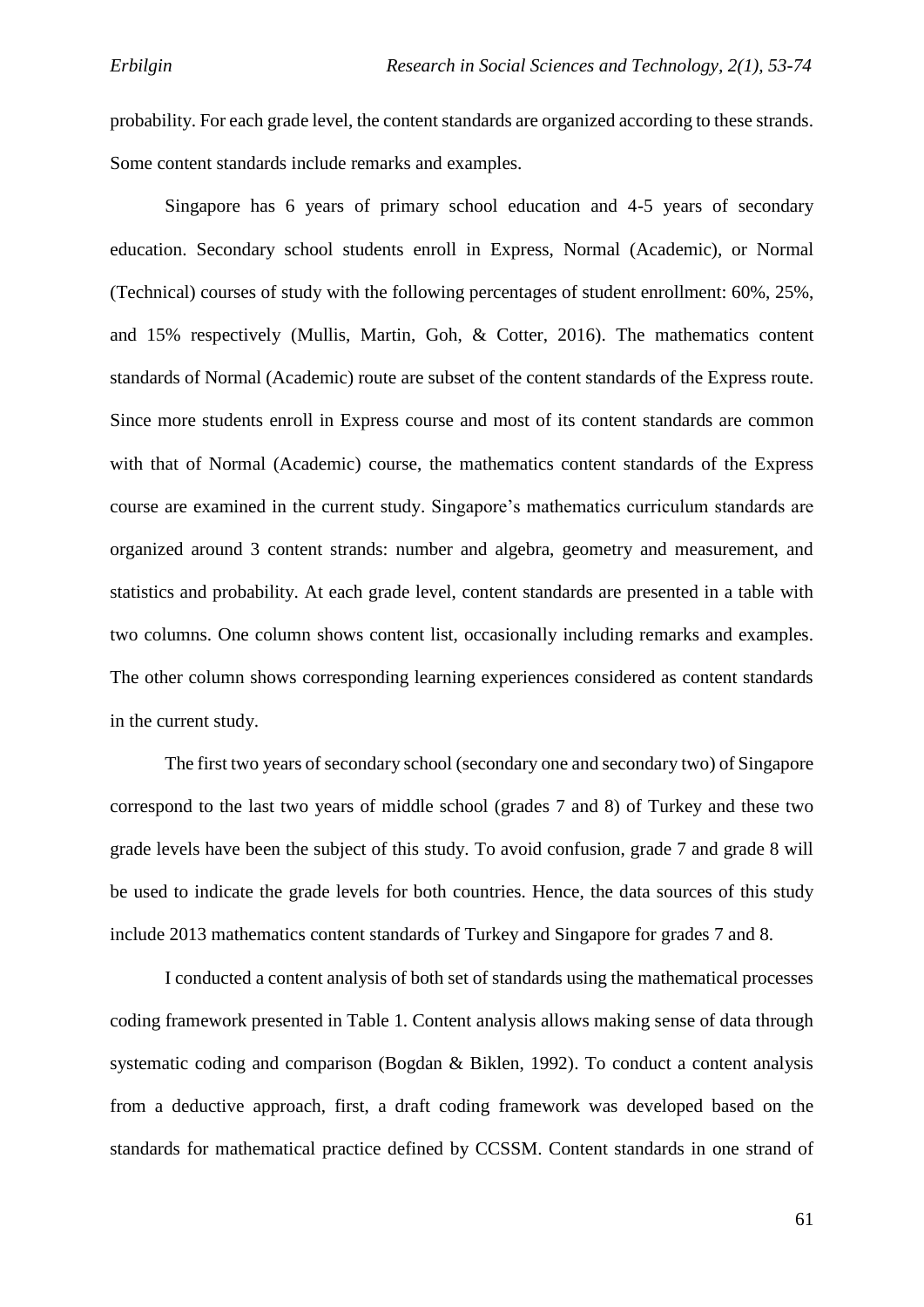probability. For each grade level, the content standards are organized according to these strands. Some content standards include remarks and examples.

Singapore has 6 years of primary school education and 4-5 years of secondary education. Secondary school students enroll in Express, Normal (Academic), or Normal (Technical) courses of study with the following percentages of student enrollment: 60%, 25%, and 15% respectively (Mullis, Martin, Goh, & Cotter, 2016). The mathematics content standards of Normal (Academic) route are subset of the content standards of the Express route. Since more students enroll in Express course and most of its content standards are common with that of Normal (Academic) course, the mathematics content standards of the Express course are examined in the current study. Singapore's mathematics curriculum standards are organized around 3 content strands: number and algebra, geometry and measurement, and statistics and probability. At each grade level, content standards are presented in a table with two columns. One column shows content list, occasionally including remarks and examples. The other column shows corresponding learning experiences considered as content standards in the current study.

The first two years of secondary school (secondary one and secondary two) of Singapore correspond to the last two years of middle school (grades 7 and 8) of Turkey and these two grade levels have been the subject of this study. To avoid confusion, grade 7 and grade 8 will be used to indicate the grade levels for both countries. Hence, the data sources of this study include 2013 mathematics content standards of Turkey and Singapore for grades 7 and 8.

I conducted a content analysis of both set of standards using the mathematical processes coding framework presented in Table 1. Content analysis allows making sense of data through systematic coding and comparison (Bogdan & Biklen, 1992). To conduct a content analysis from a deductive approach, first, a draft coding framework was developed based on the standards for mathematical practice defined by CCSSM. Content standards in one strand of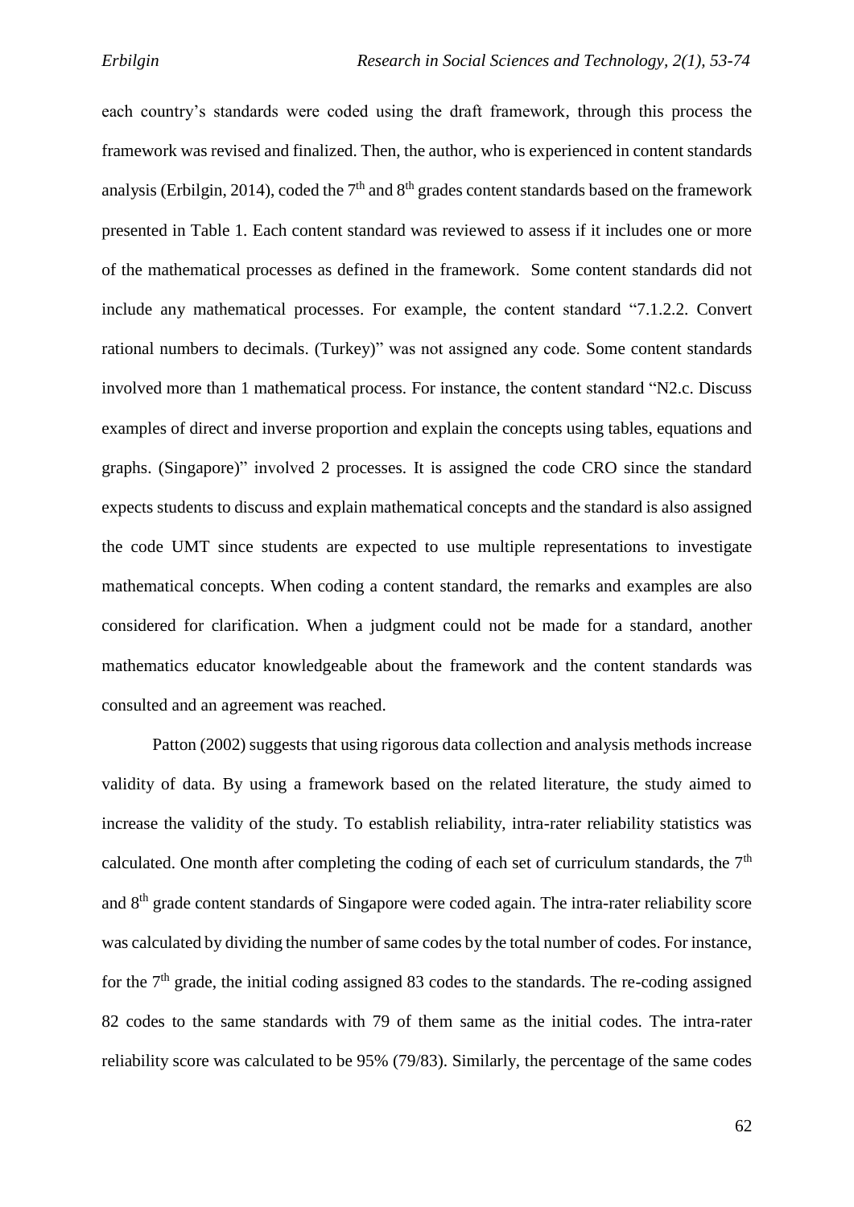each country's standards were coded using the draft framework, through this process the framework was revised and finalized. Then, the author, who is experienced in content standards analysis (Erbilgin, 2014), coded the 7th and 8th grades content standards based on the framework presented in Table 1. Each content standard was reviewed to assess if it includes one or more of the mathematical processes as defined in the framework. Some content standards did not include any mathematical processes. For example, the content standard "7.1.2.2. Convert rational numbers to decimals. (Turkey)" was not assigned any code. Some content standards involved more than 1 mathematical process. For instance, the content standard "N2.c. Discuss examples of direct and inverse proportion and explain the concepts using tables, equations and graphs. (Singapore)" involved 2 processes. It is assigned the code CRO since the standard expects students to discuss and explain mathematical concepts and the standard is also assigned the code UMT since students are expected to use multiple representations to investigate mathematical concepts. When coding a content standard, the remarks and examples are also considered for clarification. When a judgment could not be made for a standard, another mathematics educator knowledgeable about the framework and the content standards was consulted and an agreement was reached.

Patton (2002) suggests that using rigorous data collection and analysis methods increase validity of data. By using a framework based on the related literature, the study aimed to increase the validity of the study. To establish reliability, intra-rater reliability statistics was calculated. One month after completing the coding of each set of curriculum standards, the 7th and 8th grade content standards of Singapore were coded again. The intra-rater reliability score was calculated by dividing the number of same codes by the total number of codes. For instance, for the 7th grade, the initial coding assigned 83 codes to the standards. The re-coding assigned 82 codes to the same standards with 79 of them same as the initial codes. The intra-rater reliability score was calculated to be 95% (79/83). Similarly, the percentage of the same codes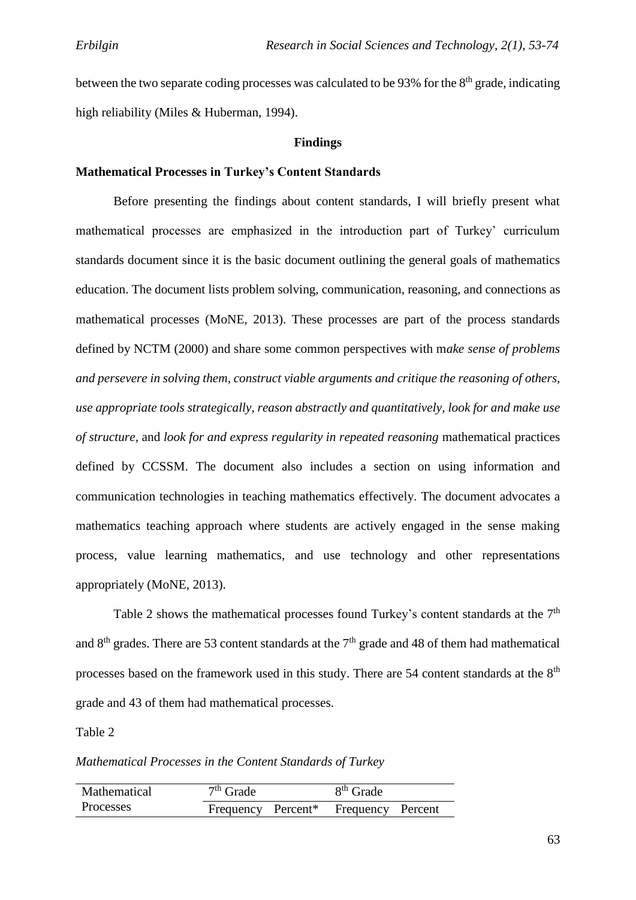between the two separate coding processes was calculated to be 93% for the 8th grade, indicating high reliability (Miles & Huberman, 1994).

## Findings

### Mathematical Processes in Turkey's Content Standards

Before presenting the findings about content standards, I will briefly present what mathematical processes are emphasized in the introduction part of Turkey' curriculum standards document since it is the basic document outlining the general goals of mathematics education. The document lists problem solving, communication, reasoning, and connections as mathematical processes (MoNE, 2013). These processes are part of the process standards defined by NCTM (2000) and share some common perspectives with m*ake sense of problems and persevere in solving them, construct viable arguments and critique the reasoning of others, use appropriate tools strategically, reason abstractly and quantitatively, look for and make use of structure,* and *look for and express regularity in repeated reasoning* mathematical practices defined by CCSSM. The document also includes a section on using information and communication technologies in teaching mathematics effectively. The document advocates a mathematics teaching approach where students are actively engaged in the sense making process, value learning mathematics, and use technology and other representations appropriately (MoNE, 2013).

Table 2 shows the mathematical processes found Turkey's content standards at the 7th and 8th grades. There are 53 content standards at the 7th grade and 48 of them had mathematical processes based on the framework used in this study. There are 54 content standards at the 8th grade and 43 of them had mathematical processes.

Table 2

*Mathematical Processes in the Content Standards of Turkey*

| Mathematical Processes | 7th Grade | | 8th Grade | |
|---|---|---|---|---|
| | Frequency | Percent* | Frequency | Percent |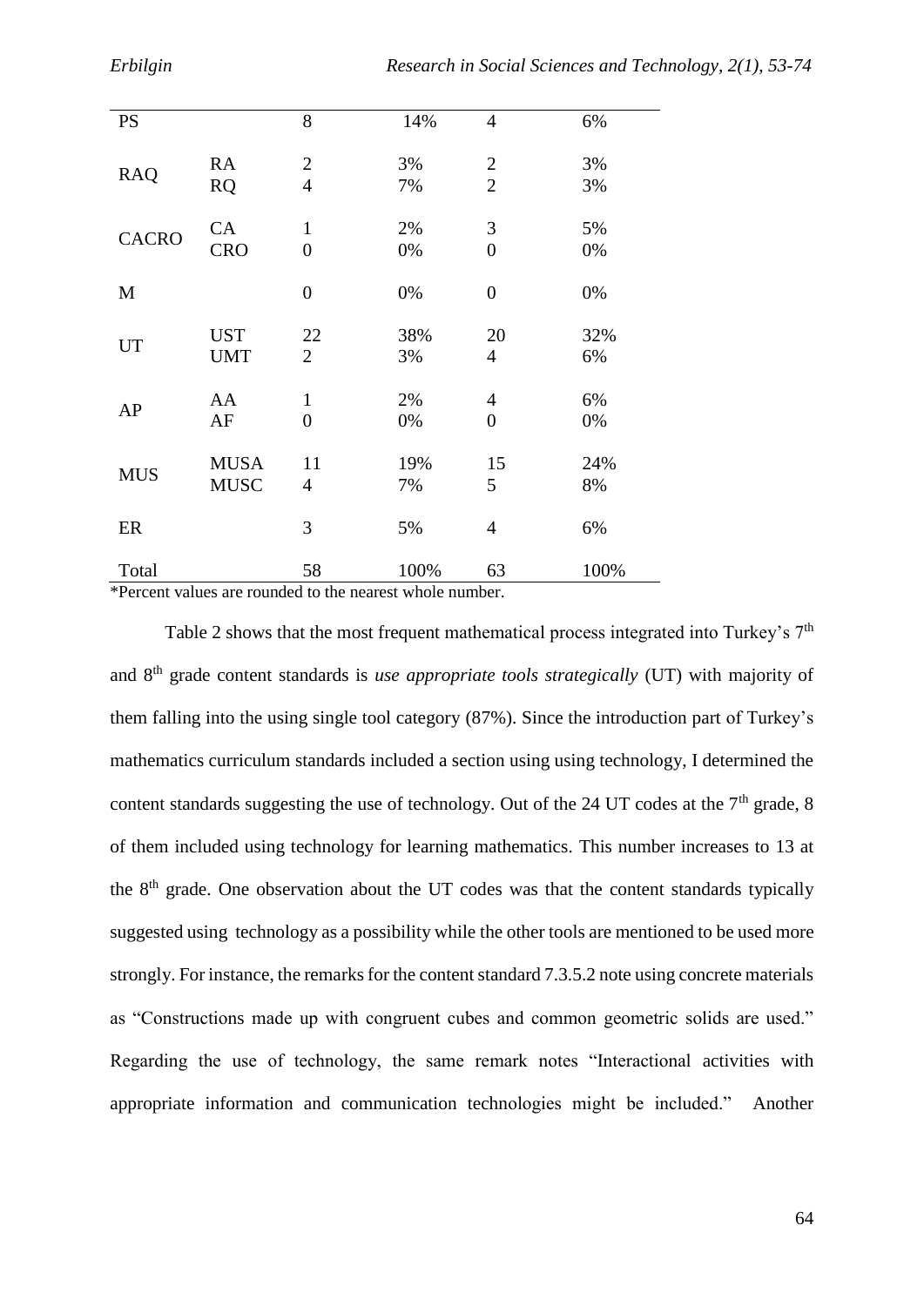| | | | | | |
|---|---|---|---|---|---|
| PS | | 8 | 14% | 4 | 6% |
| RAQ | RA | 2 | 3% | 2 | 3% |
| | RQ | 4 | 7% | 2 | 3% |
| CACRO | CA | 1 | 2% | 3 | 5% |
| | CRO | 0 | 0% | 0 | 0% |
| M | | 0 | 0% | 0 | 0% |
| UT | UST | 22 | 38% | 20 | 32% |
| | UMT | 2 | 3% | 4 | 6% |
| AP | AA | 1 | 2% | 4 | 6% |
| | AF | 0 | 0% | 0 | 0% |
| MUS | MUSA | 11 | 19% | 15 | 24% |
| | MUSC | 4 | 7% | 5 | 8% |
| ER | | 3 | 5% | 4 | 6% |
| Total | | 58 | 100% | 63 | 100% |

*Percent values are rounded to the nearest whole number.

Table 2 shows that the most frequent mathematical process integrated into Turkey's 7th and 8th grade content standards is *use appropriate tools strategically* (UT) with majority of them falling into the using single tool category (87%). Since the introduction part of Turkey's mathematics curriculum standards included a section using using technology, I determined the content standards suggesting the use of technology. Out of the 24 UT codes at the 7th grade, 8 of them included using technology for learning mathematics. This number increases to 13 at the 8th grade. One observation about the UT codes was that the content standards typically suggested using technology as a possibility while the other tools are mentioned to be used more strongly. For instance, the remarks for the content standard 7.3.5.2 note using concrete materials as "Constructions made up with congruent cubes and common geometric solids are used." Regarding the use of technology, the same remark notes "Interactional activities with appropriate information and communication technologies might be included." Another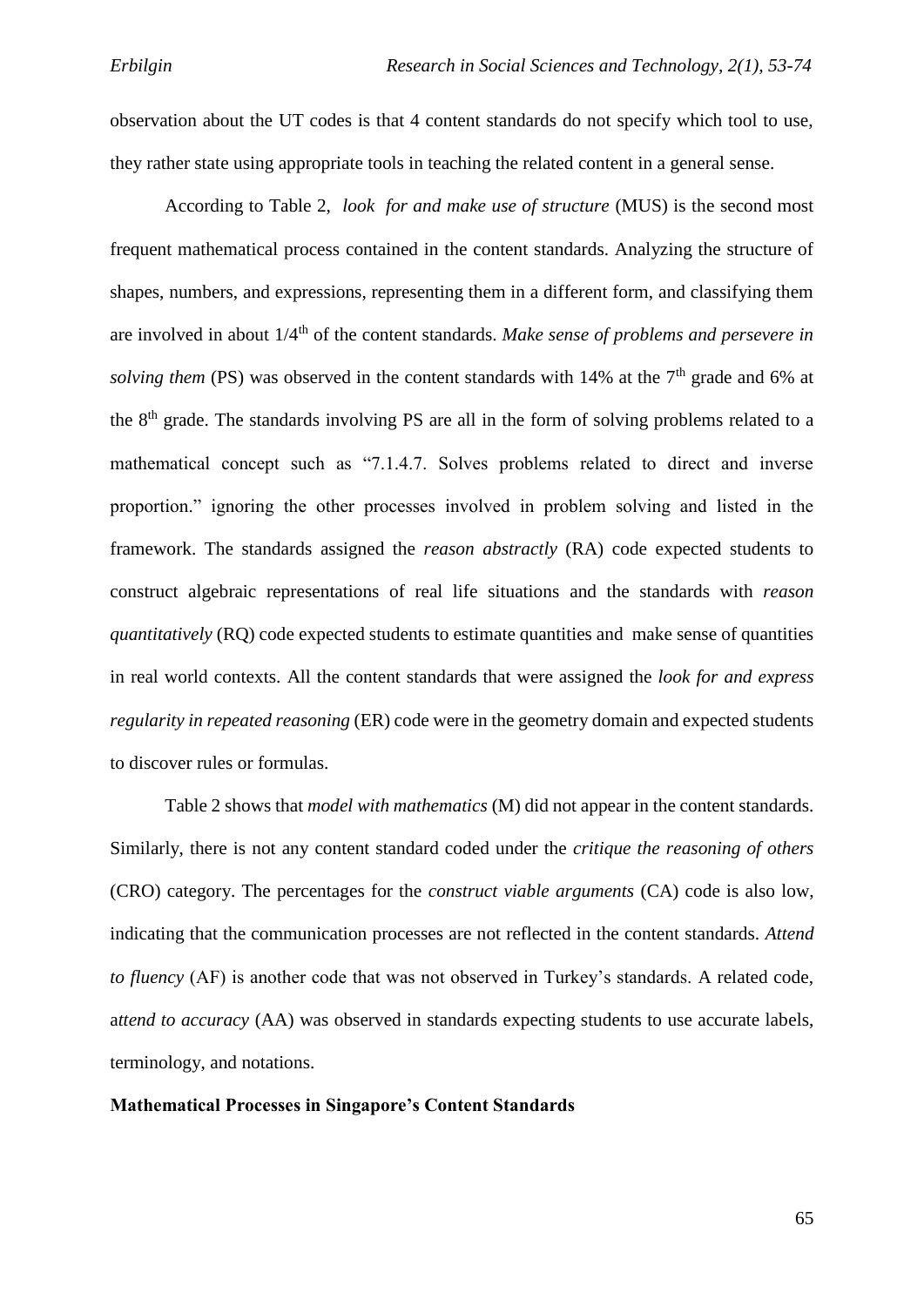observation about the UT codes is that 4 content standards do not specify which tool to use, they rather state using appropriate tools in teaching the related content in a general sense.

According to Table 2, *look for and make use of structure* (MUS) is the second most frequent mathematical process contained in the content standards. Analyzing the structure of shapes, numbers, and expressions, representing them in a different form, and classifying them are involved in about 1/4th of the content standards. *Make sense of problems and persevere in solving them* (PS) was observed in the content standards with 14% at the 7th grade and 6% at the 8th grade. The standards involving PS are all in the form of solving problems related to a mathematical concept such as "7.1.4.7. Solves problems related to direct and inverse proportion." ignoring the other processes involved in problem solving and listed in the framework. The standards assigned the *reason abstractly* (RA) code expected students to construct algebraic representations of real life situations and the standards with *reason quantitatively* (RQ) code expected students to estimate quantities and make sense of quantities in real world contexts. All the content standards that were assigned the *look for and express regularity in repeated reasoning* (ER) code were in the geometry domain and expected students to discover rules or formulas.

Table 2 shows that *model with mathematics* (M) did not appear in the content standards. Similarly, there is not any content standard coded under the *critique the reasoning of others* (CRO) category. The percentages for the *construct viable arguments* (CA) code is also low, indicating that the communication processes are not reflected in the content standards. *Attend to fluency* (AF) is another code that was not observed in Turkey's standards. A related code, a*ttend to accuracy* (AA) was observed in standards expecting students to use accurate labels, terminology, and notations.

**Mathematical Processes in Singapore's Content Standards**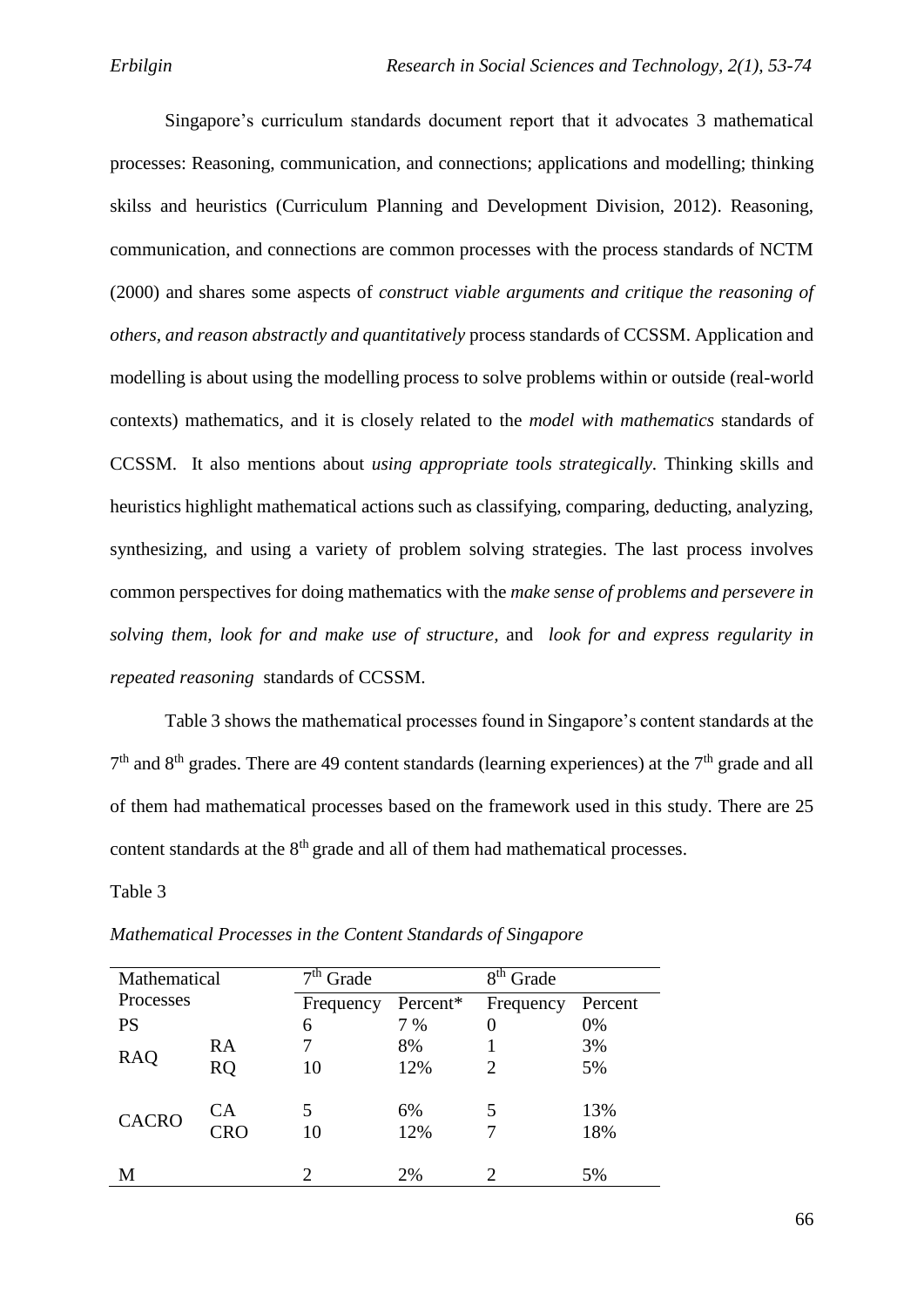Singapore's curriculum standards document report that it advocates 3 mathematical processes: Reasoning, communication, and connections; applications and modelling; thinking skilss and heuristics (Curriculum Planning and Development Division, 2012). Reasoning, communication, and connections are common processes with the process standards of NCTM (2000) and shares some aspects of *construct viable arguments and critique the reasoning of others, and reason abstractly and quantitatively* process standards of CCSSM. Application and modelling is about using the modelling process to solve problems within or outside (real-world contexts) mathematics, and it is closely related to the *model with mathematics* standards of CCSSM. It also mentions about *using appropriate tools strategically*. Thinking skills and heuristics highlight mathematical actions such as classifying, comparing, deducting, analyzing, synthesizing, and using a variety of problem solving strategies. The last process involves common perspectives for doing mathematics with the *make sense of problems and persevere in solving them, look for and make use of structure*, and *look for and express regularity in repeated reasoning* standards of CCSSM.

Table 3 shows the mathematical processes found in Singapore's content standards at the 7th and 8th grades. There are 49 content standards (learning experiences) at the 7th grade and all of them had mathematical processes based on the framework used in this study. There are 25 content standards at the 8th grade and all of them had mathematical processes.

Table 3

*Mathematical Processes in the Content Standards of Singapore*

| Mathematical Processes | | 7th Grade | | 8th Grade | |
|---|---|---|---|---|---|
| | | Frequency | Percent* | Frequency | Percent |
| PS | | 6 | 7 % | 0 | 0% |
| RAQ | RA | 7 | 8% | 1 | 3% |
| | RQ | 10 | 12% | 2 | 5% |
| CACRO | CA | 5 | 6% | 5 | 13% |
| | CRO | 10 | 12% | 7 | 18% |
| M | | 2 | 2% | 2 | 5% |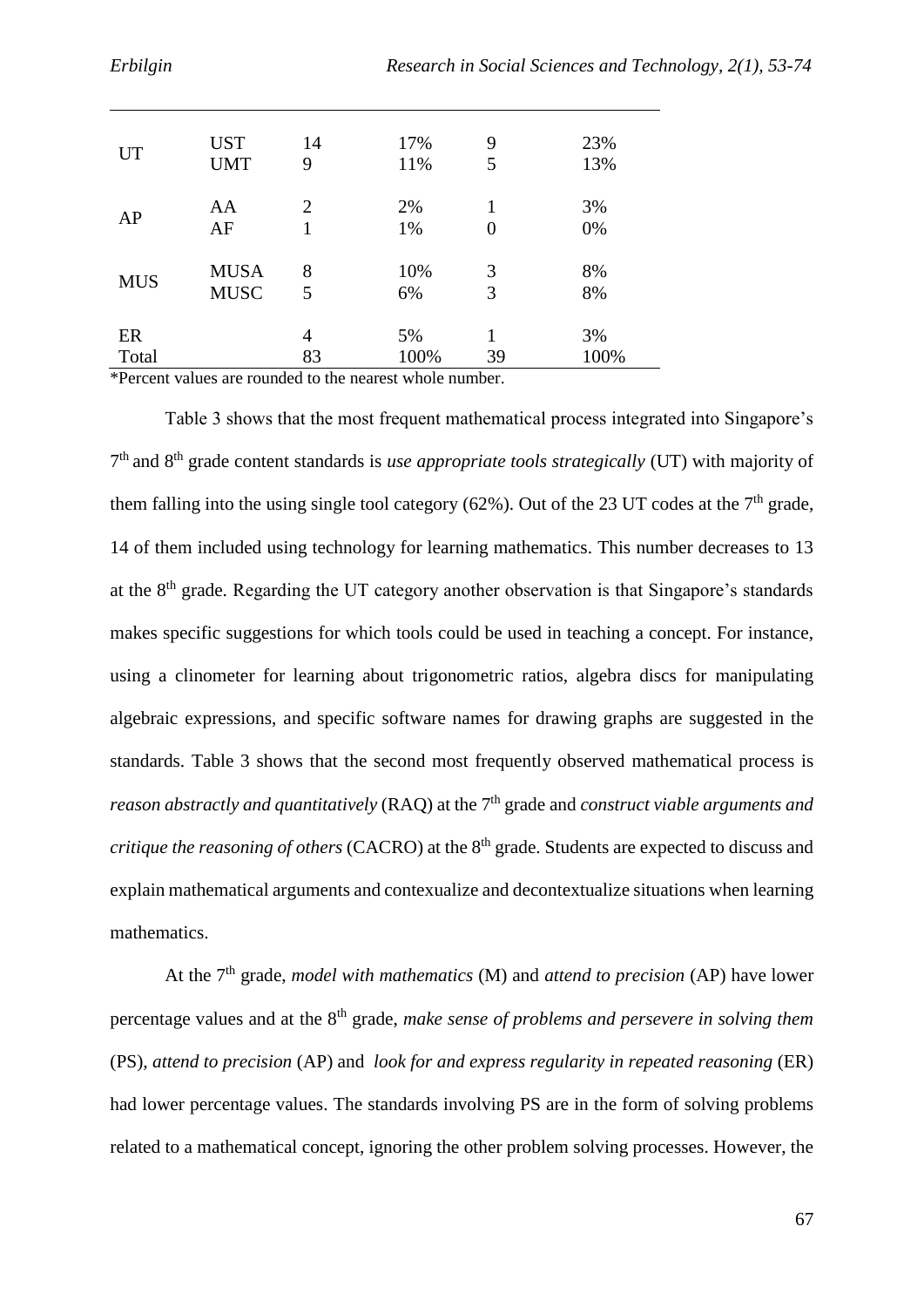| | | | | | |
|---|---|---|---|---|---|
| UT | UST | 14 | 17% | 9 | 23% |
| | UMT | 9 | 11% | 5 | 13% |
| AP | AA | 2 | 2% | 1 | 3% |
| | AF | 1 | 1% | 0 | 0% |
| MUS | MUSA | 8 | 10% | 3 | 8% |
| | MUSC | 5 | 6% | 3 | 8% |
| ER | | 4 | 5% | 1 | 3% |
| Total | | 83 | 100% | 39 | 100% |

*Percent values are rounded to the nearest whole number.

Table 3 shows that the most frequent mathematical process integrated into Singapore's 7th and 8th grade content standards is *use appropriate tools strategically* (UT) with majority of them falling into the using single tool category (62%). Out of the 23 UT codes at the 7th grade, 14 of them included using technology for learning mathematics. This number decreases to 13 at the 8th grade. Regarding the UT category another observation is that Singapore's standards makes specific suggestions for which tools could be used in teaching a concept. For instance, using a clinometer for learning about trigonometric ratios, algebra discs for manipulating algebraic expressions, and specific software names for drawing graphs are suggested in the standards. Table 3 shows that the second most frequently observed mathematical process is *reason abstractly and quantitatively* (RAQ) at the 7th grade and *construct viable arguments and critique the reasoning of others* (CACRO) at the 8th grade. Students are expected to discuss and explain mathematical arguments and contexualize and decontexualize situations when learning mathematics.

At the 7th grade, *model with mathematics* (M) and *attend to precision* (AP) have lower percentage values and at the 8th grade, *make sense of problems and persevere in solving them* (PS), *attend to precision* (AP) and *look for and express regularity in repeated reasoning* (ER) had lower percentage values. The standards involving PS are in the form of solving problems related to a mathematical concept, ignoring the other problem solving processes. However, the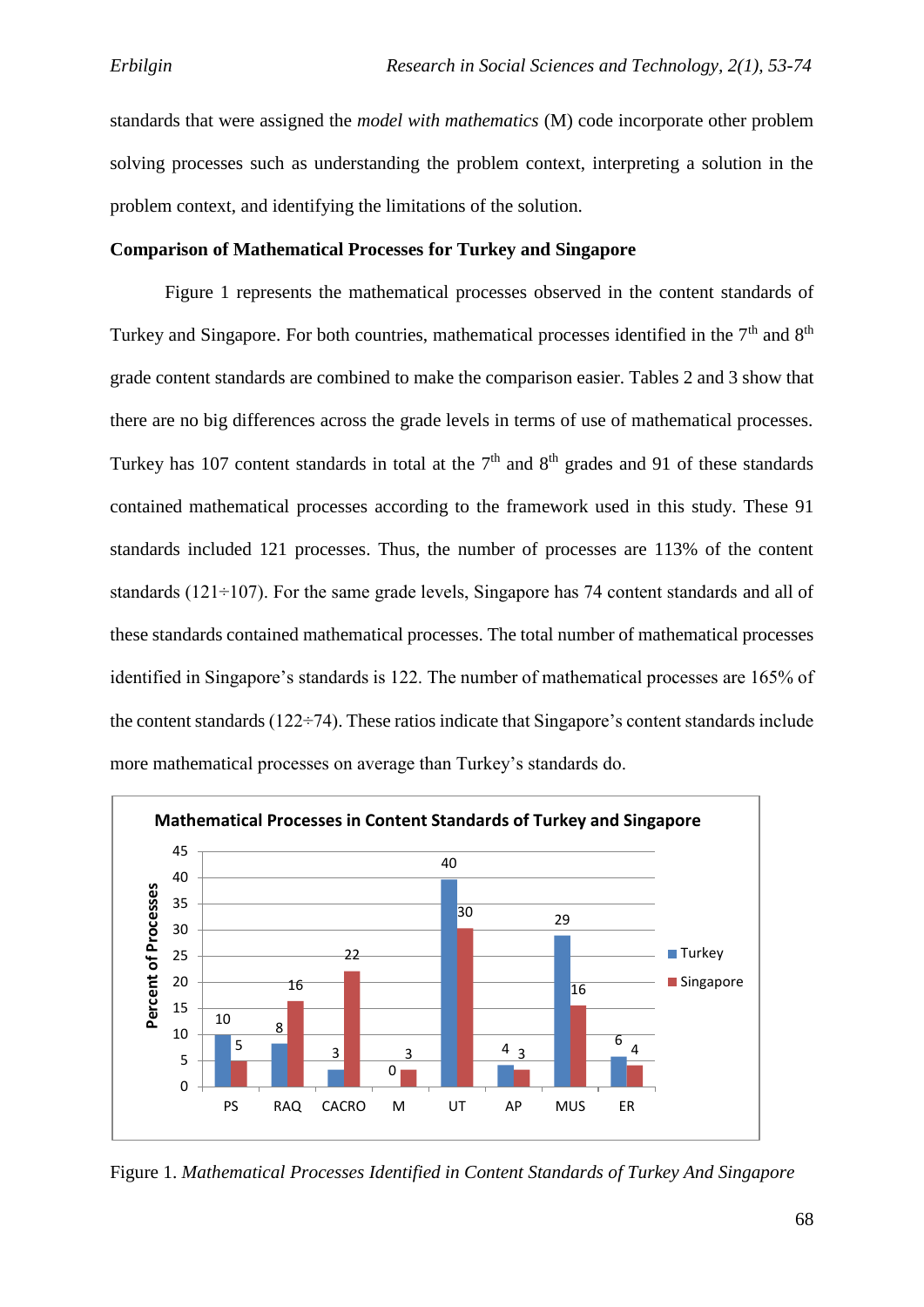standards that were assigned the *model with mathematics* (M) code incorporate other problem solving processes such as understanding the problem context, interpreting a solution in the problem context, and identifying the limitations of the solution.

**Comparison of Mathematical Processes for Turkey and Singapore**

Figure 1 represents the mathematical processes observed in the content standards of Turkey and Singapore. For both countries, mathematical processes identified in the 7th and 8th grade content standards are combined to make the comparison easier. Tables 2 and 3 show that there are no big differences across the grade levels in terms of use of mathematical processes. Turkey has 107 content standards in total at the 7th and 8th grades and 91 of these standards contained mathematical processes according to the framework used in this study. These 91 standards included 121 processes. Thus, the number of processes are 113% of the content standards (121÷107). For the same grade levels, Singapore has 74 content standards and all of these standards contained mathematical processes. The total number of mathematical processes identified in Singapore's standards is 122. The number of mathematical processes are 165% of the content standards (122÷74). These ratios indicate that Singapore's content standards include more mathematical processes on average than Turkey's standards do.

**Mathematical Processes in Content Standards of Turkey and Singapore**

Percent of Processes

| | PS | RAQ | CACRO | M | UT | AP | MUS | ER |
|---|---|---|---|---|---|---|---|---|
| Turkey | 10 | 8 | 3 | 0 | 40 | 4 | 29 | 6 |
| Singapore | 5 | 16 | 22 | 3 | 30 | 3 | 16 | 4 |

Figure 1. *Mathematical Processes Identified in Content Standards of Turkey And Singapore*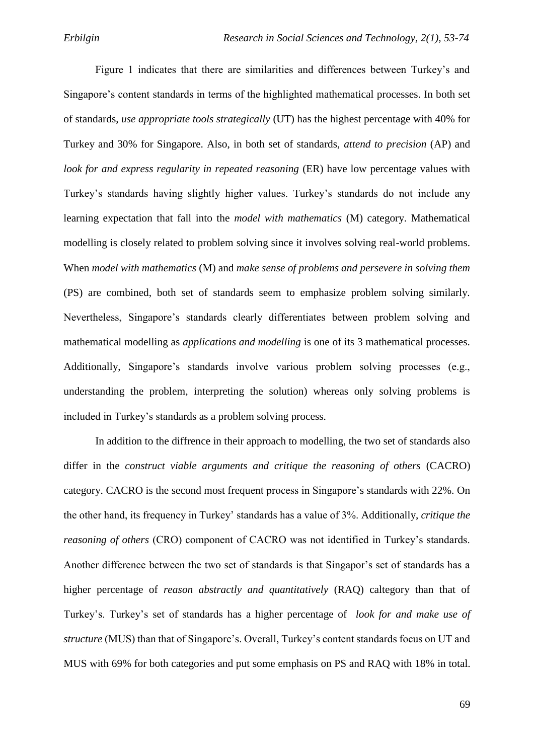Figure 1 indicates that there are similarities and differences between Turkey's and Singapore's content standards in terms of the highlighted mathematical processes. In both set of standards, *use appropriate tools strategically* (UT) has the highest percentage with 40% for Turkey and 30% for Singapore. Also, in both set of standards, *attend to precision* (AP) and *look for and express regularity in repeated reasoning* (ER) have low percentage values with Turkey's standards having slightly higher values. Turkey's standards do not include any learning expectation that fall into the *model with mathematics* (M) category. Mathematical modelling is closely related to problem solving since it involves solving real-world problems. When *model with mathematics* (M) and *make sense of problems and persevere in solving them* (PS) are combined, both set of standards seem to emphasize problem solving similarly. Nevertheless, Singapore's standards clearly differentiates between problem solving and mathematical modelling as *applications and modelling* is one of its 3 mathematical processes. Additionally, Singapore's standards involve various problem solving processes (e.g., understanding the problem, interpreting the solution) whereas only solving problems is included in Turkey's standards as a problem solving process.

In addition to the diffrence in their approach to modelling, the two set of standards also differ in the *construct viable arguments and critique the reasoning of others* (CACRO) category. CACRO is the second most frequent process in Singapore's standards with 22%. On the other hand, its frequency in Turkey' standards has a value of 3%. Additionally, *critique the reasoning of others* (CRO) component of CACRO was not identified in Turkey's standards. Another difference between the two set of standards is that Singapor's set of standards has a higher percentage of *reason abstractly and quantitatively* (RAQ) caltegory than that of Turkey's. Turkey's set of standards has a higher percentage of *look for and make use of structure* (MUS) than that of Singapore's. Overall, Turkey's content standards focus on UT and MUS with 69% for both categories and put some emphasis on PS and RAQ with 18% in total.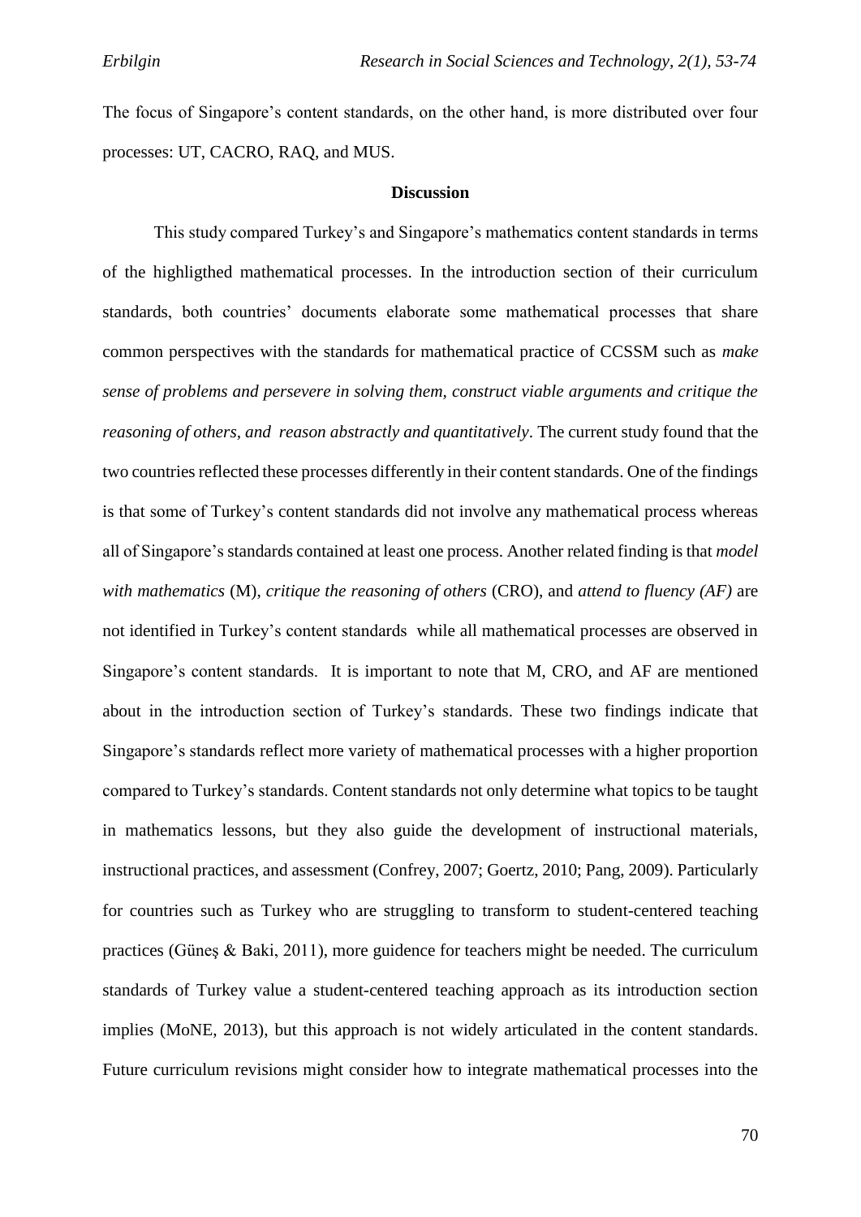The focus of Singapore's content standards, on the other hand, is more distributed over four processes: UT, CACRO, RAQ, and MUS.

## Discussion

This study compared Turkey's and Singapore's mathematics content standards in terms of the highligthed mathematical processes. In the introduction section of their curriculum standards, both countries' documents elaborate some mathematical processes that share common perspectives with the standards for mathematical practice of CCSSM such as *make sense of problems and persevere in solving them, construct viable arguments and critique the reasoning of others, and reason abstractly and quantitatively*. The current study found that the two countries reflected these processes differently in their content standards. One of the findings is that some of Turkey's content standards did not involve any mathematical process whereas all of Singapore's standards contained at least one process. Another related finding is that *model with mathematics* (M), *critique the reasoning of others* (CRO), and *attend to fluency (AF)* are not identified in Turkey's content standards while all mathematical processes are observed in Singapore's content standards. It is important to note that M, CRO, and AF are mentioned about in the introduction section of Turkey's standards. These two findings indicate that Singapore's standards reflect more variety of mathematical processes with a higher proportion compared to Turkey's standards. Content standards not only determine what topics to be taught in mathematics lessons, but they also guide the development of instructional materials, instructional practices, and assessment (Confrey, 2007; Goertz, 2010; Pang, 2009). Particularly for countries such as Turkey who are struggling to transform to student-centered teaching practices (Güneş & Baki, 2011), more guidence for teachers might be needed. The curriculum standards of Turkey value a student-centered teaching approach as its introduction section implies (MoNE, 2013), but this approach is not widely articulated in the content standards. Future curriculum revisions might consider how to integrate mathematical processes into the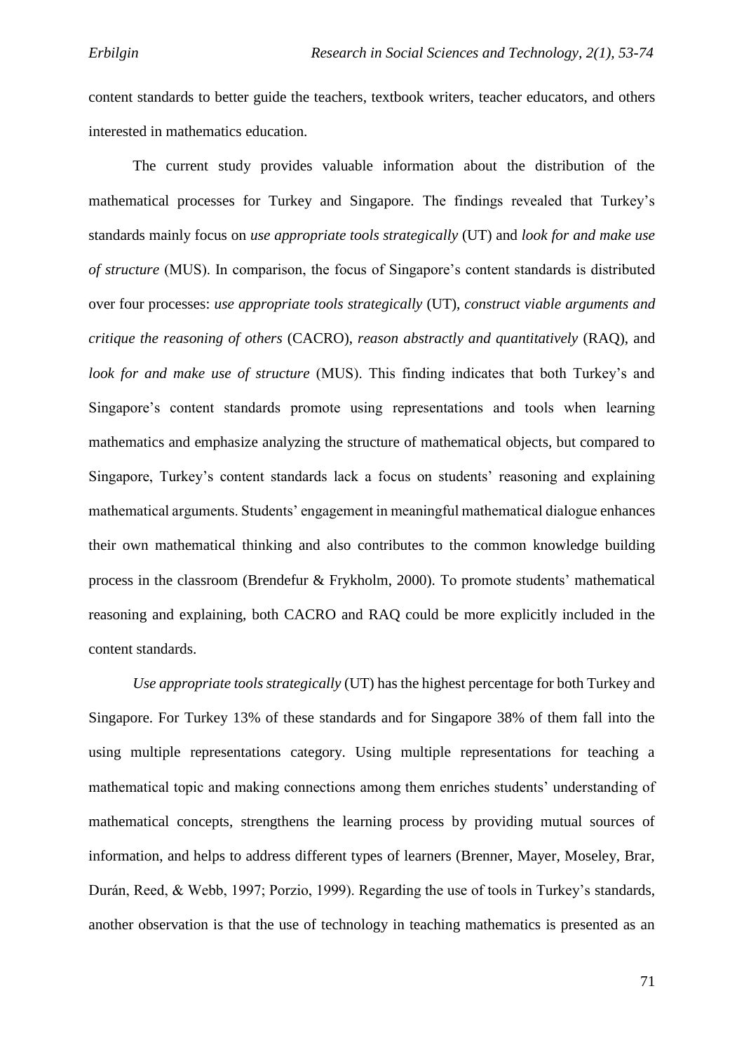content standards to better guide the teachers, textbook writers, teacher educators, and others interested in mathematics education.

The current study provides valuable information about the distribution of the mathematical processes for Turkey and Singapore. The findings revealed that Turkey's standards mainly focus on *use appropriate tools strategically* (UT) and *look for and make use of structure* (MUS). In comparison, the focus of Singapore's content standards is distributed over four processes: *use appropriate tools strategically* (UT), *construct viable arguments and critique the reasoning of others* (CACRO), *reason abstractly and quantitatively* (RAQ), and *look for and make use of structure* (MUS). This finding indicates that both Turkey's and Singapore's content standards promote using representations and tools when learning mathematics and emphasize analyzing the structure of mathematical objects, but compared to Singapore, Turkey's content standards lack a focus on students' reasoning and explaining mathematical arguments. Students' engagement in meaningful mathematical dialogue enhances their own mathematical thinking and also contributes to the common knowledge building process in the classroom (Brendefur & Frykholm, 2000). To promote students' mathematical reasoning and explaining, both CACRO and RAQ could be more explicitly included in the content standards.

*Use appropriate tools strategically* (UT) has the highest percentage for both Turkey and Singapore. For Turkey 13% of these standards and for Singapore 38% of them fall into the using multiple representations category. Using multiple representations for teaching a mathematical topic and making connections among them enriches students' understanding of mathematical concepts, strengthens the learning process by providing mutual sources of information, and helps to address different types of learners (Brenner, Mayer, Moseley, Brar, Durán, Reed, & Webb, 1997; Porzio, 1999). Regarding the use of tools in Turkey's standards, another observation is that the use of technology in teaching mathematics is presented as an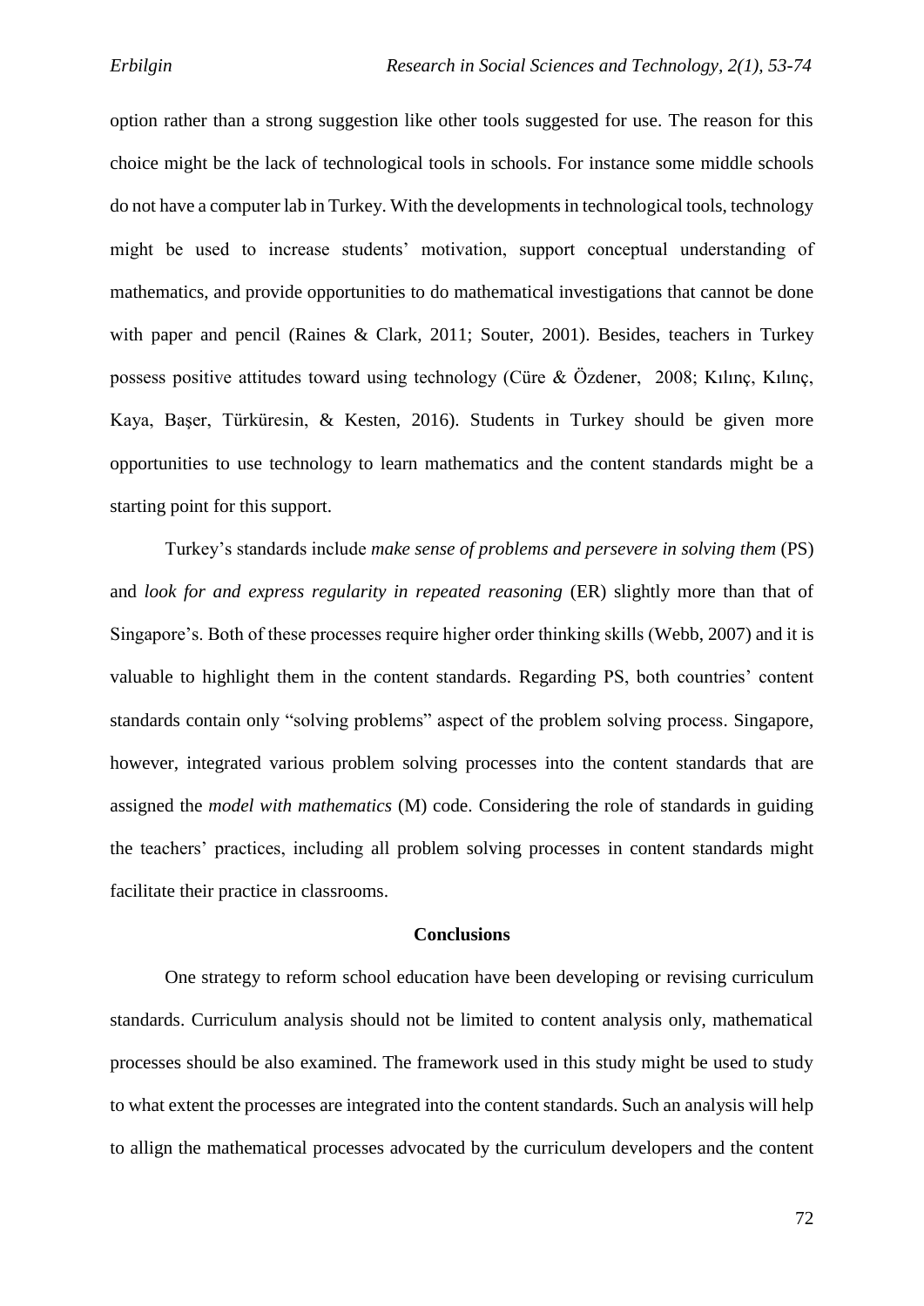option rather than a strong suggestion like other tools suggested for use. The reason for this choice might be the lack of technological tools in schools. For instance some middle schools do not have a computer lab in Turkey. With the developments in technological tools, technology might be used to increase students' motivation, support conceptual understanding of mathematics, and provide opportunities to do mathematical investigations that cannot be done with paper and pencil (Raines & Clark, 2011; Souter, 2001). Besides, teachers in Turkey possess positive attitudes toward using technology (Cüre & Özdener, 2008; Kılınç, Kılınç, Kaya, Başer, Türküresin, & Kesten, 2016). Students in Turkey should be given more opportunities to use technology to learn mathematics and the content standards might be a starting point for this support.

Turkey's standards include *make sense of problems and persevere in solving them* (PS) and *look for and express regularity in repeated reasoning* (ER) slightly more than that of Singapore's. Both of these processes require higher order thinking skills (Webb, 2007) and it is valuable to highlight them in the content standards. Regarding PS, both countries' content standards contain only "solving problems" aspect of the problem solving process. Singapore, however, integrated various problem solving processes into the content standards that are assigned the *model with mathematics* (M) code. Considering the role of standards in guiding the teachers' practices, including all problem solving processes in content standards might facilitate their practice in classrooms.

## Conclusions

One strategy to reform school education have been developing or revising curriculum standards. Curriculum analysis should not be limited to content analysis only, mathematical processes should be also examined. The framework used in this study might be used to study to what extent the processes are integrated into the content standards. Such an analysis will help to allign the mathematical processes advocated by the curriculum developers and the content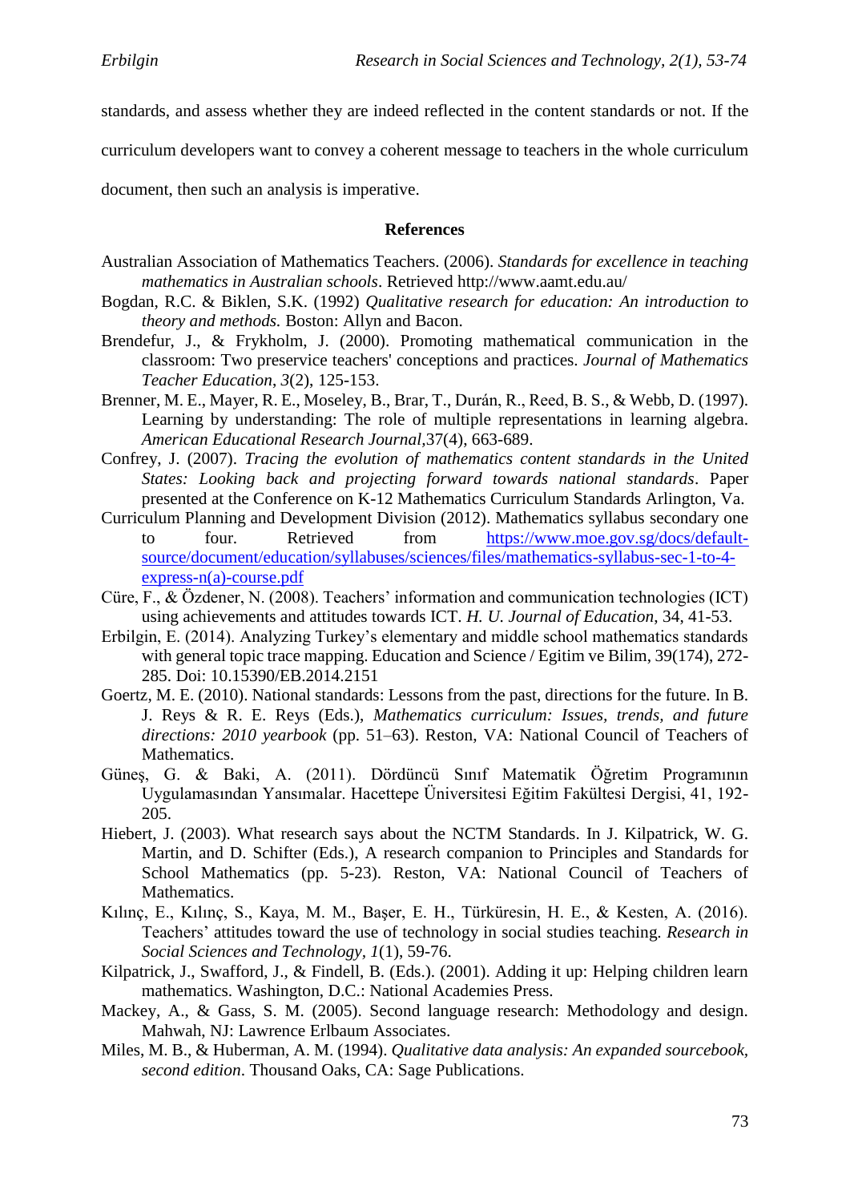standards, and assess whether they are indeed reflected in the content standards or not. If the curriculum developers want to convey a coherent message to teachers in the whole curriculum document, then such an analysis is imperative.

## References

Australian Association of Mathematics Teachers. (2006). *Standards for excellence in teaching mathematics in Australian schools*. Retrieved http://www.aamt.edu.au/

Bogdan, R.C. & Biklen, S.K. (1992) *Qualitative research for education: An introduction to theory and methods.* Boston: Allyn and Bacon.

Brendefur, J., & Frykholm, J. (2000). Promoting mathematical communication in the classroom: Two preservice teachers' conceptions and practices. *Journal of Mathematics Teacher Education*, *3*(2), 125-153.

Brenner, M. E., Mayer, R. E., Moseley, B., Brar, T., Durán, R., Reed, B. S., & Webb, D. (1997). Learning by understanding: The role of multiple representations in learning algebra. *American Educational Research Journal*,37(4), 663-689.

Confrey, J. (2007). *Tracing the evolution of mathematics content standards in the United States: Looking back and projecting forward towards national standards*. Paper presented at the Conference on K-12 Mathematics Curriculum Standards Arlington, Va.

Curriculum Planning and Development Division (2012). Mathematics syllabus secondary one to four. Retrieved from https://www.moe.gov.sg/docs/default-source/document/education/syllabuses/sciences/files/mathematics-syllabus-sec-1-to-4-express-n(a)-course.pdf

Cüre, F., & Özdener, N. (2008). Teachers' information and communication technologies (ICT) using achievements and attitudes towards ICT. *H. U. Journal of Education*, 34, 41-53.

Erbilgin, E. (2014). Analyzing Turkey's elementary and middle school mathematics standards with general topic trace mapping. Education and Science / Egitim ve Bilim, 39(174), 272-285. Doi: 10.15390/EB.2014.2151

Goertz, M. E. (2010). National standards: Lessons from the past, directions for the future. In B. J. Reys & R. E. Reys (Eds.), *Mathematics curriculum: Issues, trends, and future directions: 2010 yearbook* (pp. 51–63). Reston, VA: National Council of Teachers of Mathematics.

Güneş, G. & Baki, A. (2011). Dördüncü Sınıf Matematik Öğretim Programının Uygulamasından Yansımalar. Hacettepe Üniversitesi Eğitim Fakültesi Dergisi, 41, 192-205.

Hiebert, J. (2003). What research says about the NCTM Standards. In J. Kilpatrick, W. G. Martin, and D. Schifter (Eds.), A research companion to Principles and Standards for School Mathematics (pp. 5-23). Reston, VA: National Council of Teachers of Mathematics.

Kılınç, E., Kılınç, S., Kaya, M. M., Başer, E. H., Türküresin, H. E., & Kesten, A. (2016). Teachers' attitudes toward the use of technology in social studies teaching. *Research in Social Sciences and Technology, 1*(1), 59-76.

Kilpatrick, J., Swafford, J., & Findell, B. (Eds.). (2001). Adding it up: Helping children learn mathematics. Washington, D.C.: National Academies Press.

Mackey, A., & Gass, S. M. (2005). Second language research: Methodology and design. Mahwah, NJ: Lawrence Erlbaum Associates.

Miles, M. B., & Huberman, A. M. (1994). *Qualitative data analysis: An expanded sourcebook, second edition*. Thousand Oaks, CA: Sage Publications.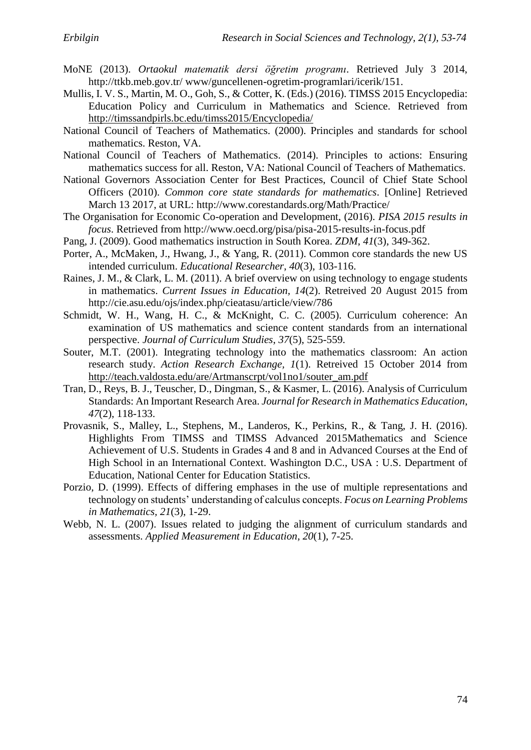MoNE (2013). *Ortaokul matematik dersi öğretim programı*. Retrieved July 3 2014, http://ttkb.meb.gov.tr/ www/guncellenen-ogretim-programlari/icerik/151.

Mullis, I. V. S., Martin, M. O., Goh, S., & Cotter, K. (Eds.) (2016). TIMSS 2015 Encyclopedia: Education Policy and Curriculum in Mathematics and Science. Retrieved from http://timssandpirls.bc.edu/timss2015/Encyclopedia/

National Council of Teachers of Mathematics. (2000). Principles and standards for school mathematics. Reston, VA.

National Council of Teachers of Mathematics. (2014). Principles to actions: Ensuring mathematics success for all. Reston, VA: National Council of Teachers of Mathematics.

National Governors Association Center for Best Practices, Council of Chief State School Officers (2010). *Common core state standards for mathematics*. [Online] Retrieved March 13 2017, at URL: http://www.corestandards.org/Math/Practice/

The Organisation for Economic Co-operation and Development, (2016). *PISA 2015 results in focus*. Retrieved from http://www.oecd.org/pisa/pisa-2015-results-in-focus.pdf

Pang, J. (2009). Good mathematics instruction in South Korea. *ZDM*, *41*(3), 349-362.

Porter, A., McMaken, J., Hwang, J., & Yang, R. (2011). Common core standards the new US intended curriculum. *Educational Researcher*, *40*(3), 103-116.

Raines, J. M., & Clark, L. M. (2011). A brief overview on using technology to engage students in mathematics. *Current Issues in Education*, *14*(2). Retreived 20 August 2015 from http://cie.asu.edu/ojs/index.php/cieatasu/article/view/786

Schmidt, W. H., Wang, H. C., & McKnight, C. C. (2005). Curriculum coherence: An examination of US mathematics and science content standards from an international perspective. *Journal of Curriculum Studies*, *37*(5), 525-559.

Souter, M.T. (2001). Integrating technology into the mathematics classroom: An action research study. *Action Research Exchange, 1*(1). Retreived 15 October 2014 from http://teach.valdosta.edu/are/Artmanscrpt/vol1no1/souter_am.pdf

Tran, D., Reys, B. J., Teuscher, D., Dingman, S., & Kasmer, L. (2016). Analysis of Curriculum Standards: An Important Research Area. *Journal for Research in Mathematics Education*, *47*(2), 118-133.

Provasnik, S., Malley, L., Stephens, M., Landeros, K., Perkins, R., & Tang, J. H. (2016). Highlights From TIMSS and TIMSS Advanced 2015Mathematics and Science Achievement of U.S. Students in Grades 4 and 8 and in Advanced Courses at the End of High School in an International Context. Washington D.C., USA : U.S. Department of Education, National Center for Education Statistics.

Porzio, D. (1999). Effects of differing emphases in the use of multiple representations and technology on students' understanding of calculus concepts. *Focus on Learning Problems in Mathematics*, *21*(3), 1-29.

Webb, N. L. (2007). Issues related to judging the alignment of curriculum standards and assessments. *Applied Measurement in Education*, *20*(1), 7-25.